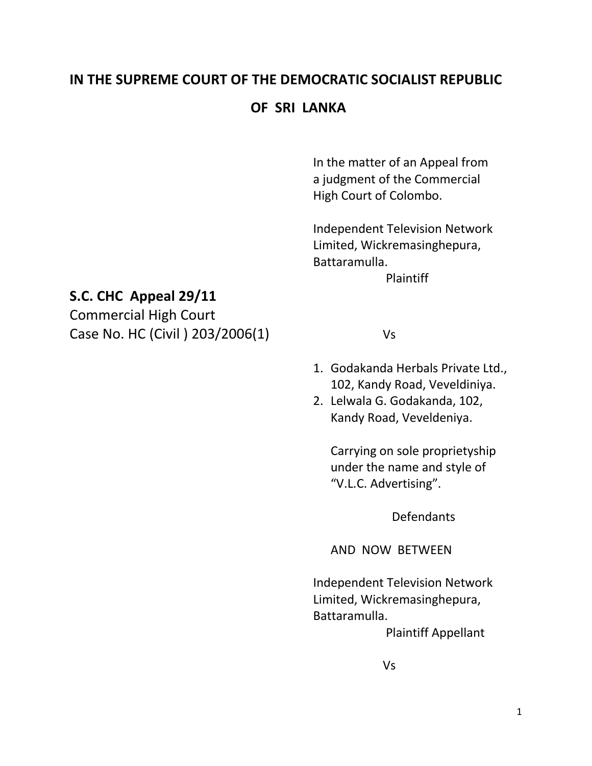# IN THE SUPREME COURT OF THE DEMOCRATIC SOCIALIST REPUBLIC OF SRI LANKA

In the matter of an Appeal from a judgment of the Commercial High Court of Colombo.

Independent Television Network Limited, Wickremasinghepura, Battaramulla.

Plaintiff

**S.C. CHC Appeal 29/11**
Commercial High Court
Case No. HC (Civil ) 203/2006(1)

Vs

1. Godakanda Herbals Private Ltd., 102, Kandy Road, Veveldiniya.
2. Lelwala G. Godakanda, 102, Kandy Road, Veveldeniya.

   Carrying on sole proprietyship under the name and style of "V.L.C. Advertising".

Defendants

AND NOW BETWEEN

Independent Television Network Limited, Wickremasinghepura, Battaramulla.

Plaintiff Appellant

Vs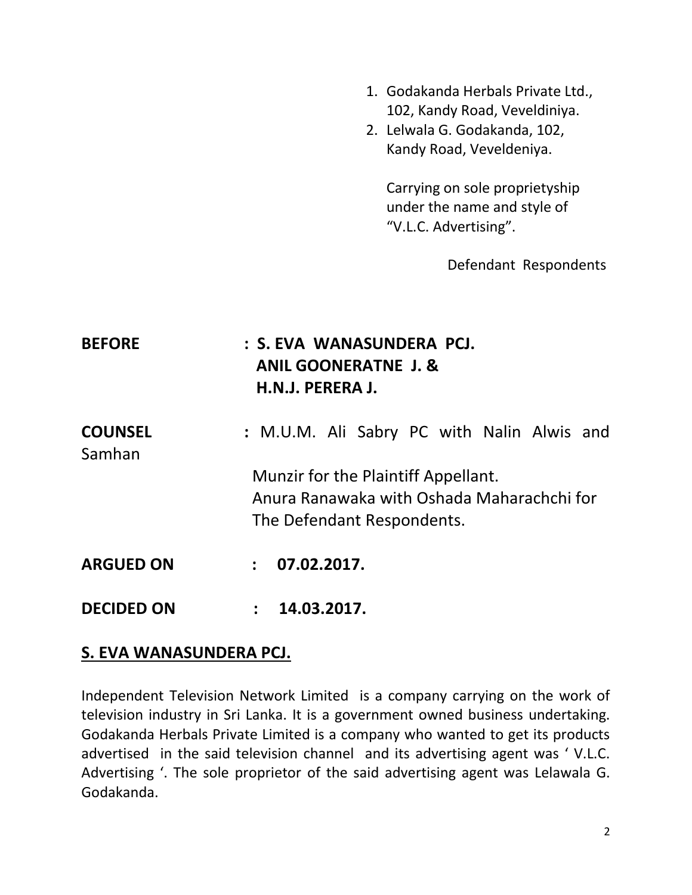1. Godakanda Herbals Private Ltd., 102, Kandy Road, Veveldiniya.
2. Lelwala G. Godakanda, 102, Kandy Road, Veveldeniya.

   Carrying on sole proprietyship under the name and style of "V.L.C. Advertising".

Defendant Respondents

**BEFORE** : **S. EVA WANASUNDERA PCJ.**
**ANIL GOONERATNE J. &**
**H.N.J. PERERA J.**

**COUNSEL** : M.U.M. Ali Sabry PC with Nalin Alwis and Samhan Munzir for the Plaintiff Appellant.
Anura Ranawaka with Oshada Maharachchi for The Defendant Respondents.

**ARGUED ON** : **07.02.2017.**

**DECIDED ON** : **14.03.2017.**

**<u>S. EVA WANASUNDERA PCJ.</u>**

Independent Television Network Limited is a company carrying on the work of television industry in Sri Lanka. It is a government owned business undertaking. Godakanda Herbals Private Limited is a company who wanted to get its products advertised in the said television channel and its advertising agent was ' V.L.C. Advertising '. The sole proprietor of the said advertising agent was Lelawala G. Godakanda.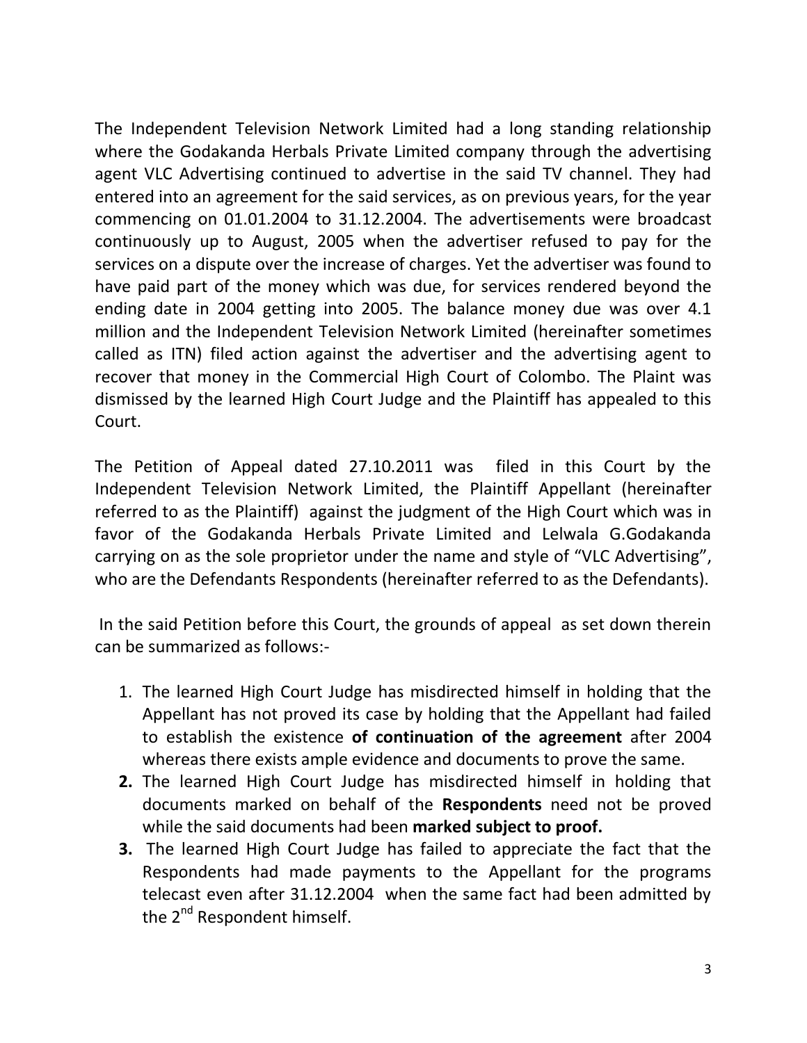The Independent Television Network Limited had a long standing relationship where the Godakanda Herbals Private Limited company through the advertising agent VLC Advertising continued to advertise in the said TV channel. They had entered into an agreement for the said services, as on previous years, for the year commencing on 01.01.2004 to 31.12.2004. The advertisements were broadcast continuously up to August, 2005 when the advertiser refused to pay for the services on a dispute over the increase of charges. Yet the advertiser was found to have paid part of the money which was due, for services rendered beyond the ending date in 2004 getting into 2005. The balance money due was over 4.1 million and the Independent Television Network Limited (hereinafter sometimes called as ITN) filed action against the advertiser and the advertising agent to recover that money in the Commercial High Court of Colombo. The Plaint was dismissed by the learned High Court Judge and the Plaintiff has appealed to this Court.

The Petition of Appeal dated 27.10.2011 was filed in this Court by the Independent Television Network Limited, the Plaintiff Appellant (hereinafter referred to as the Plaintiff) against the judgment of the High Court which was in favor of the Godakanda Herbals Private Limited and Lelwala G.Godakanda carrying on as the sole proprietor under the name and style of "VLC Advertising", who are the Defendants Respondents (hereinafter referred to as the Defendants).

In the said Petition before this Court, the grounds of appeal as set down therein can be summarized as follows:-

1. The learned High Court Judge has misdirected himself in holding that the Appellant has not proved its case by holding that the Appellant had failed to establish the existence **of continuation of the agreement** after 2004 whereas there exists ample evidence and documents to prove the same.
2. The learned High Court Judge has misdirected himself in holding that documents marked on behalf of the **Respondents** need not be proved while the said documents had been **marked subject to proof.**
3. The learned High Court Judge has failed to appreciate the fact that the Respondents had made payments to the Appellant for the programs telecast even after 31.12.2004 when the same fact had been admitted by the 2nd Respondent himself.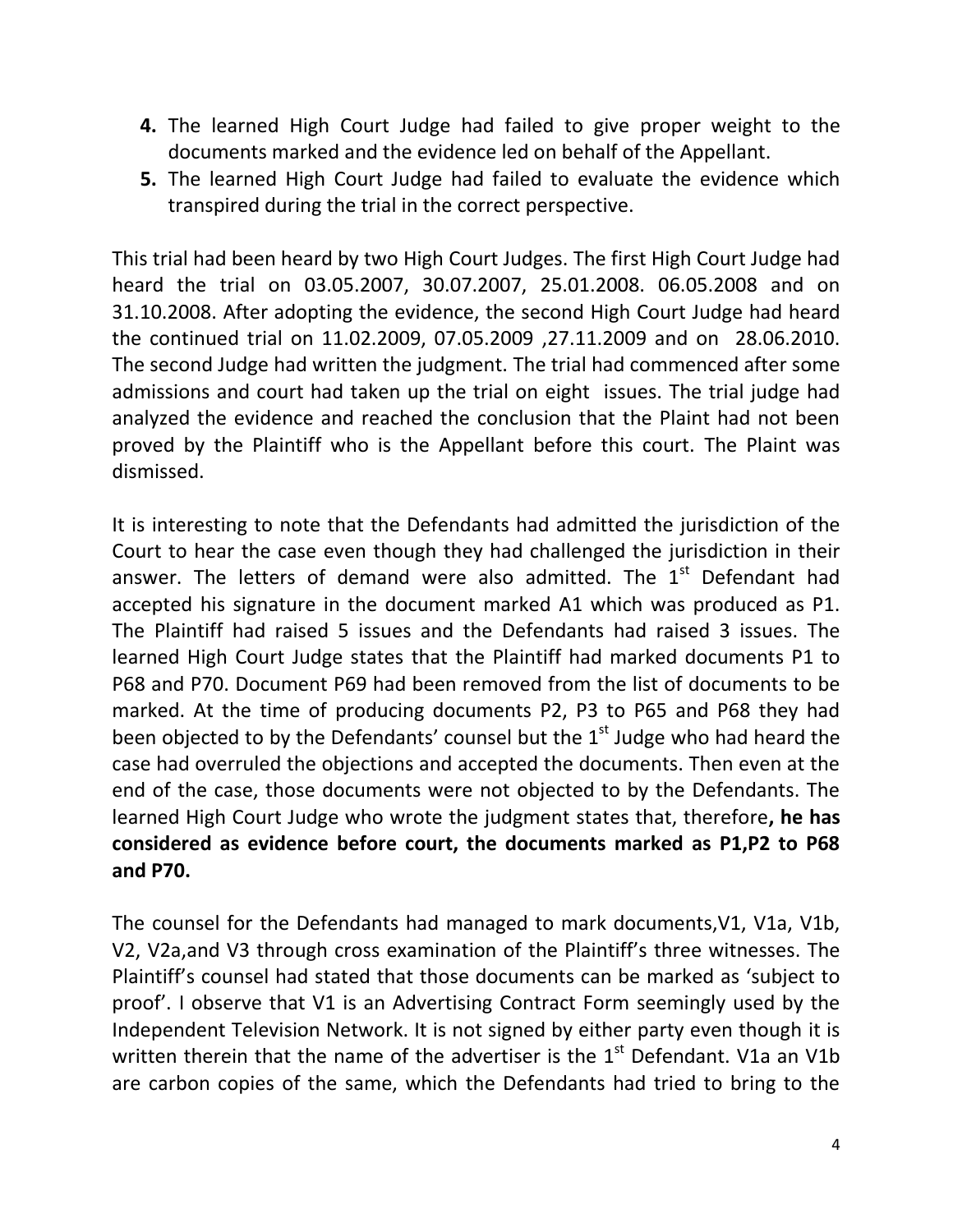4. The learned High Court Judge had failed to give proper weight to the documents marked and the evidence led on behalf of the Appellant.
5. The learned High Court Judge had failed to evaluate the evidence which transpired during the trial in the correct perspective.

This trial had been heard by two High Court Judges. The first High Court Judge had heard the trial on 03.05.2007, 30.07.2007, 25.01.2008. 06.05.2008 and on 31.10.2008. After adopting the evidence, the second High Court Judge had heard the continued trial on 11.02.2009, 07.05.2009 ,27.11.2009 and on 28.06.2010. The second Judge had written the judgment. The trial had commenced after some admissions and court had taken up the trial on eight issues. The trial judge had analyzed the evidence and reached the conclusion that the Plaint had not been proved by the Plaintiff who is the Appellant before this court. The Plaint was dismissed.

It is interesting to note that the Defendants had admitted the jurisdiction of the Court to hear the case even though they had challenged the jurisdiction in their answer. The letters of demand were also admitted. The 1st Defendant had accepted his signature in the document marked A1 which was produced as P1. The Plaintiff had raised 5 issues and the Defendants had raised 3 issues. The learned High Court Judge states that the Plaintiff had marked documents P1 to P68 and P70. Document P69 had been removed from the list of documents to be marked. At the time of producing documents P2, P3 to P65 and P68 they had been objected to by the Defendants' counsel but the 1st Judge who had heard the case had overruled the objections and accepted the documents. Then even at the end of the case, those documents were not objected to by the Defendants. The learned High Court Judge who wrote the judgment states that, therefore**, he has considered as evidence before court, the documents marked as P1,P2 to P68 and P70.**

The counsel for the Defendants had managed to mark documents,V1, V1a, V1b, V2, V2a,and V3 through cross examination of the Plaintiff's three witnesses. The Plaintiff's counsel had stated that those documents can be marked as 'subject to proof'. I observe that V1 is an Advertising Contract Form seemingly used by the Independent Television Network. It is not signed by either party even though it is written therein that the name of the advertiser is the 1st Defendant. V1a an V1b are carbon copies of the same, which the Defendants had tried to bring to the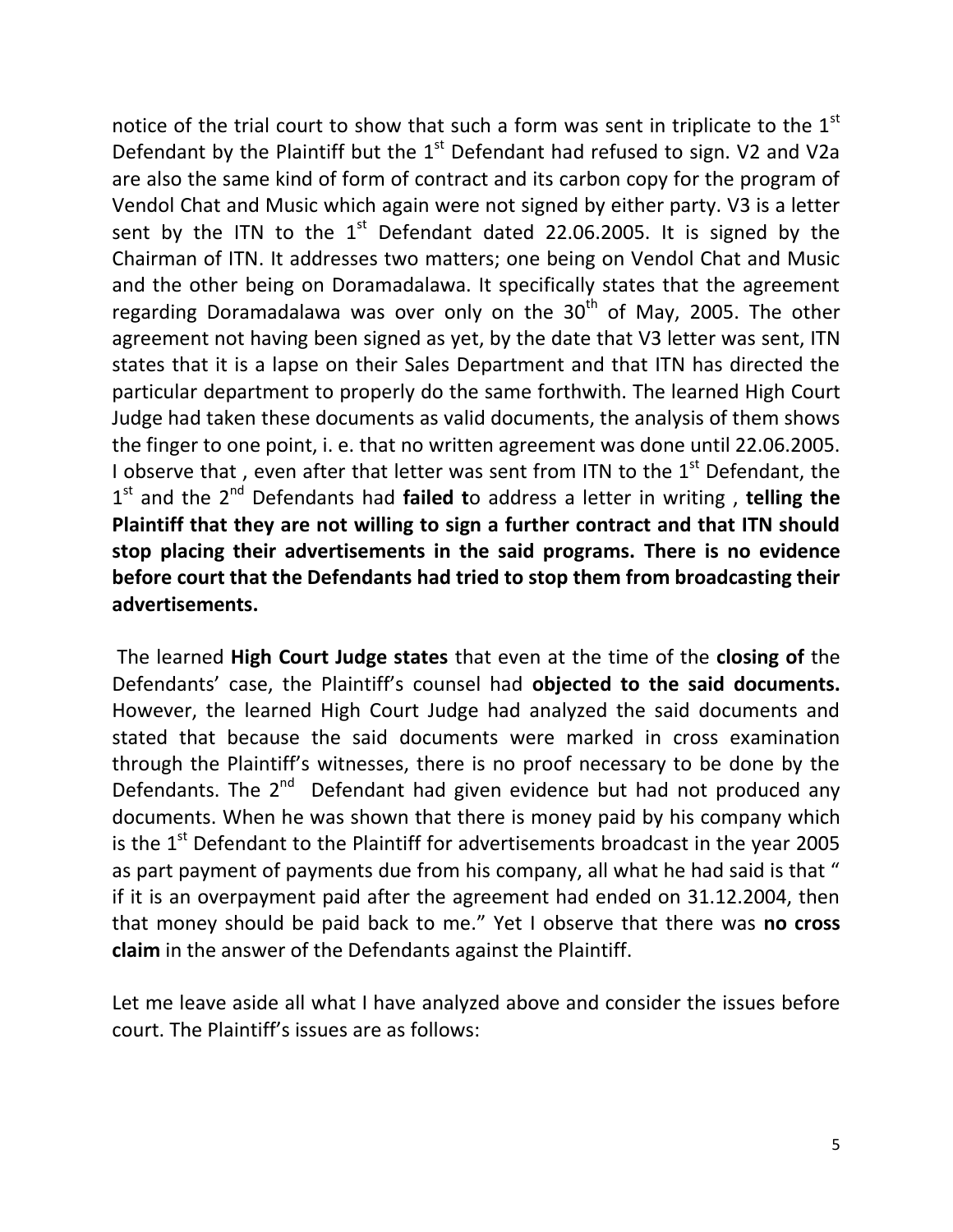notice of the trial court to show that such a form was sent in triplicate to the 1st Defendant by the Plaintiff but the 1st Defendant had refused to sign. V2 and V2a are also the same kind of form of contract and its carbon copy for the program of Vendol Chat and Music which again were not signed by either party. V3 is a letter sent by the ITN to the 1st Defendant dated 22.06.2005. It is signed by the Chairman of ITN. It addresses two matters; one being on Vendol Chat and Music and the other being on Doramadalawa. It specifically states that the agreement regarding Doramadalawa was over only on the 30th of May, 2005. The other agreement not having been signed as yet, by the date that V3 letter was sent, ITN states that it is a lapse on their Sales Department and that ITN has directed the particular department to properly do the same forthwith. The learned High Court Judge had taken these documents as valid documents, the analysis of them shows the finger to one point, i. e. that no written agreement was done until 22.06.2005. I observe that , even after that letter was sent from ITN to the 1st Defendant, the 1st and the 2nd Defendants had **failed t**o address a letter in writing , **telling the Plaintiff that they are not willing to sign a further contract and that ITN should stop placing their advertisements in the said programs. There is no evidence before court that the Defendants had tried to stop them from broadcasting their advertisements.**

The learned **High Court Judge states** that even at the time of the **closing of** the Defendants' case, the Plaintiff's counsel had **objected to the said documents.** However, the learned High Court Judge had analyzed the said documents and stated that because the said documents were marked in cross examination through the Plaintiff's witnesses, there is no proof necessary to be done by the Defendants. The 2nd Defendant had given evidence but had not produced any documents. When he was shown that there is money paid by his company which is the 1st Defendant to the Plaintiff for advertisements broadcast in the year 2005 as part payment of payments due from his company, all what he had said is that " if it is an overpayment paid after the agreement had ended on 31.12.2004, then that money should be paid back to me." Yet I observe that there was **no cross claim** in the answer of the Defendants against the Plaintiff.

Let me leave aside all what I have analyzed above and consider the issues before court. The Plaintiff's issues are as follows: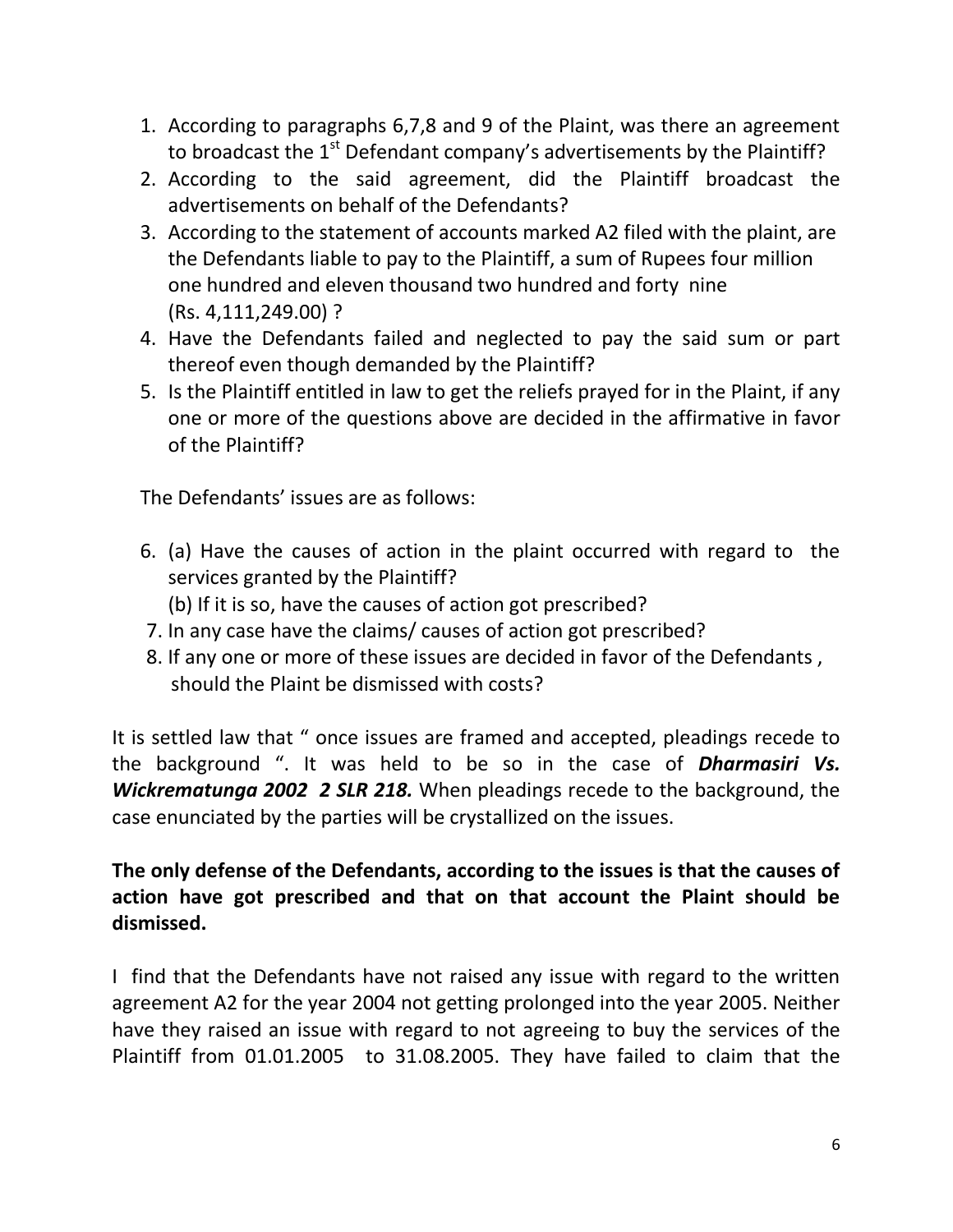1. According to paragraphs 6,7,8 and 9 of the Plaint, was there an agreement to broadcast the 1st Defendant company's advertisements by the Plaintiff?
2. According to the said agreement, did the Plaintiff broadcast the advertisements on behalf of the Defendants?
3. According to the statement of accounts marked A2 filed with the plaint, are the Defendants liable to pay to the Plaintiff, a sum of Rupees four million one hundred and eleven thousand two hundred and forty nine (Rs. 4,111,249.00) ?
4. Have the Defendants failed and neglected to pay the said sum or part thereof even though demanded by the Plaintiff?
5. Is the Plaintiff entitled in law to get the reliefs prayed for in the Plaint, if any one or more of the questions above are decided in the affirmative in favor of the Plaintiff?

The Defendants' issues are as follows:

6. (a) Have the causes of action in the plaint occurred with regard to the services granted by the Plaintiff?

   (b) If it is so, have the causes of action got prescribed?
7. In any case have the claims/ causes of action got prescribed?
8. If any one or more of these issues are decided in favor of the Defendants , should the Plaint be dismissed with costs?

It is settled law that " once issues are framed and accepted, pleadings recede to the background ". It was held to be so in the case of ***Dharmasiri Vs. Wickrematunga 2002 2 SLR 218.*** When pleadings recede to the background, the case enunciated by the parties will be crystallized on the issues.

**The only defense of the Defendants, according to the issues is that the causes of action have got prescribed and that on that account the Plaint should be dismissed.**

I find that the Defendants have not raised any issue with regard to the written agreement A2 for the year 2004 not getting prolonged into the year 2005. Neither have they raised an issue with regard to not agreeing to buy the services of the Plaintiff from 01.01.2005 to 31.08.2005. They have failed to claim that the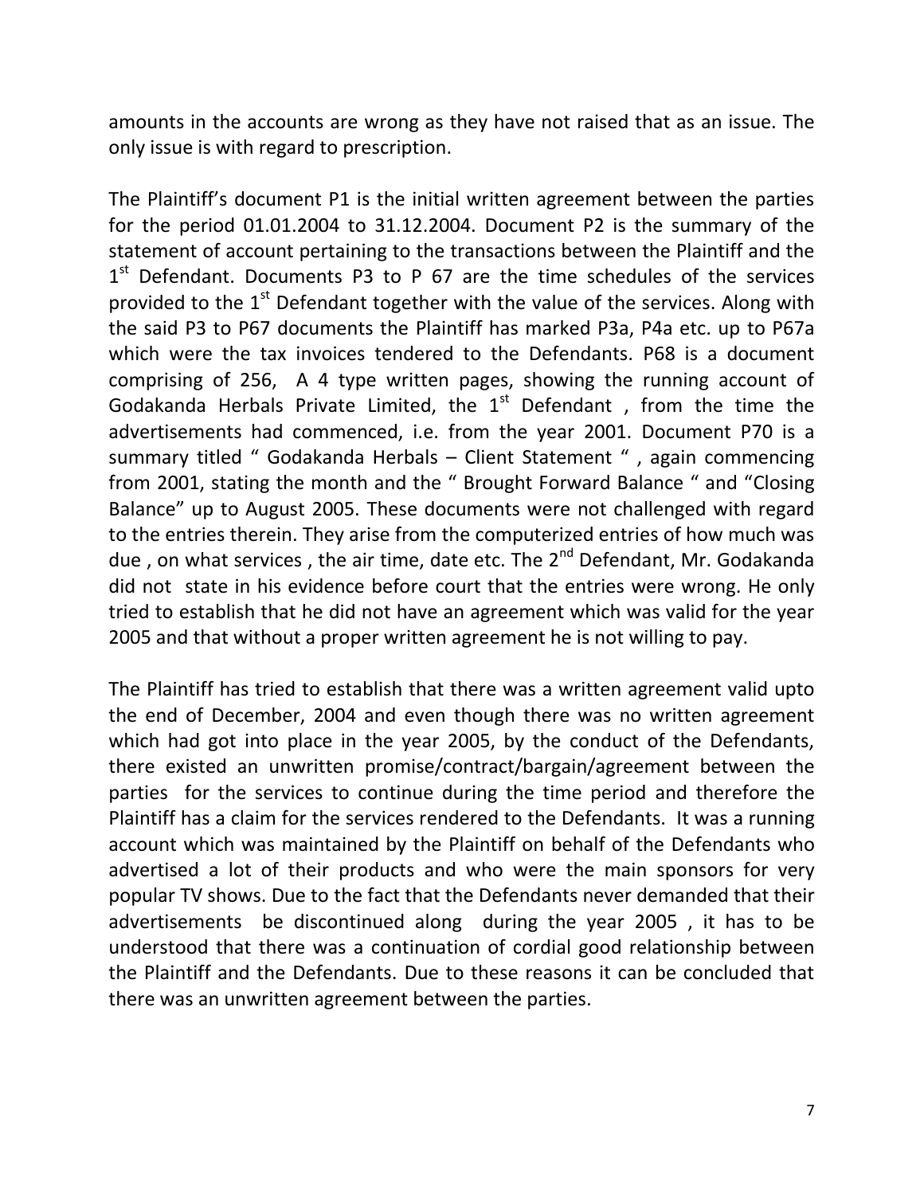amounts in the accounts are wrong as they have not raised that as an issue. The only issue is with regard to prescription.

The Plaintiff's document P1 is the initial written agreement between the parties for the period 01.01.2004 to 31.12.2004. Document P2 is the summary of the statement of account pertaining to the transactions between the Plaintiff and the 1st Defendant. Documents P3 to P 67 are the time schedules of the services provided to the 1st Defendant together with the value of the services. Along with the said P3 to P67 documents the Plaintiff has marked P3a, P4a etc. up to P67a which were the tax invoices tendered to the Defendants. P68 is a document comprising of 256, A 4 type written pages, showing the running account of Godakanda Herbals Private Limited, the 1st Defendant , from the time the advertisements had commenced, i.e. from the year 2001. Document P70 is a summary titled " Godakanda Herbals – Client Statement " , again commencing from 2001, stating the month and the " Brought Forward Balance " and "Closing Balance" up to August 2005. These documents were not challenged with regard to the entries therein. They arise from the computerized entries of how much was due , on what services , the air time, date etc. The 2nd Defendant, Mr. Godakanda did not state in his evidence before court that the entries were wrong. He only tried to establish that he did not have an agreement which was valid for the year 2005 and that without a proper written agreement he is not willing to pay.

The Plaintiff has tried to establish that there was a written agreement valid upto the end of December, 2004 and even though there was no written agreement which had got into place in the year 2005, by the conduct of the Defendants, there existed an unwritten promise/contract/bargain/agreement between the parties for the services to continue during the time period and therefore the Plaintiff has a claim for the services rendered to the Defendants. It was a running account which was maintained by the Plaintiff on behalf of the Defendants who advertised a lot of their products and who were the main sponsors for very popular TV shows. Due to the fact that the Defendants never demanded that their advertisements be discontinued along during the year 2005 , it has to be understood that there was a continuation of cordial good relationship between the Plaintiff and the Defendants. Due to these reasons it can be concluded that there was an unwritten agreement between the parties.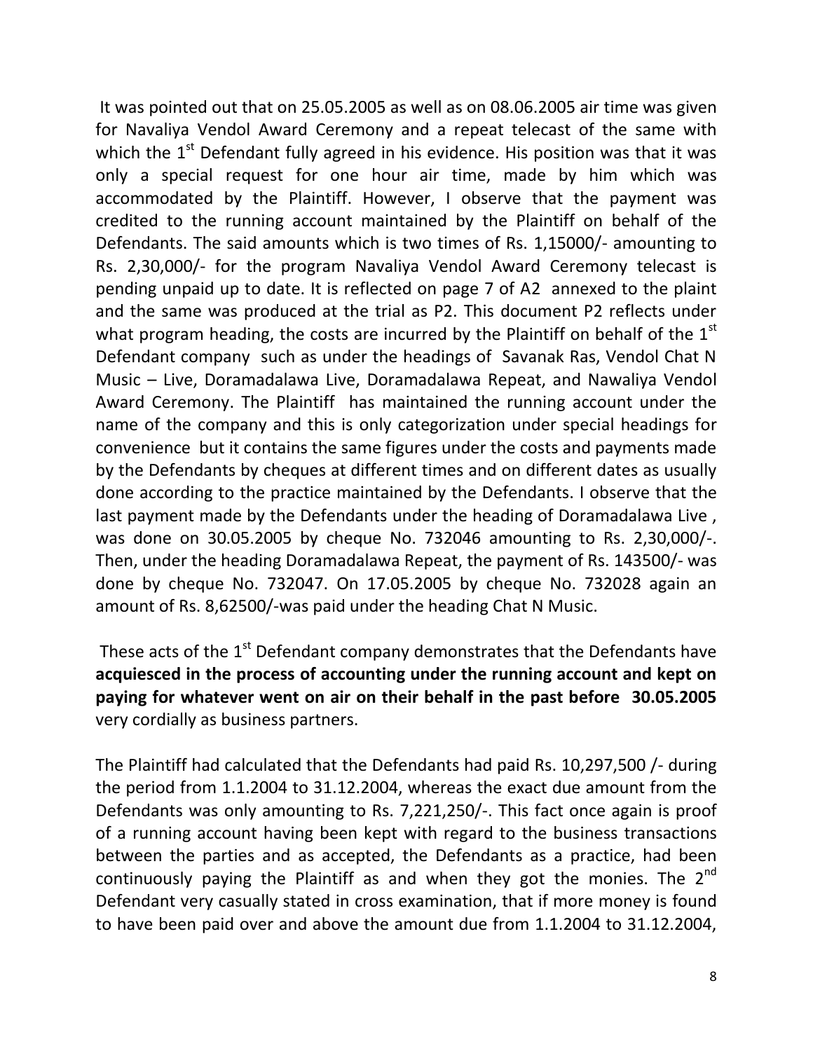It was pointed out that on 25.05.2005 as well as on 08.06.2005 air time was given for Navaliya Vendol Award Ceremony and a repeat telecast of the same with which the 1st Defendant fully agreed in his evidence. His position was that it was only a special request for one hour air time, made by him which was accommodated by the Plaintiff. However, I observe that the payment was credited to the running account maintained by the Plaintiff on behalf of the Defendants. The said amounts which is two times of Rs. 1,15000/- amounting to Rs. 2,30,000/- for the program Navaliya Vendol Award Ceremony telecast is pending unpaid up to date. It is reflected on page 7 of A2 annexed to the plaint and the same was produced at the trial as P2. This document P2 reflects under what program heading, the costs are incurred by the Plaintiff on behalf of the 1st Defendant company such as under the headings of Savanak Ras, Vendol Chat N Music – Live, Doramadalawa Live, Doramadalawa Repeat, and Nawaliya Vendol Award Ceremony. The Plaintiff has maintained the running account under the name of the company and this is only categorization under special headings for convenience but it contains the same figures under the costs and payments made by the Defendants by cheques at different times and on different dates as usually done according to the practice maintained by the Defendants. I observe that the last payment made by the Defendants under the heading of Doramadalawa Live , was done on 30.05.2005 by cheque No. 732046 amounting to Rs. 2,30,000/-. Then, under the heading Doramadalawa Repeat, the payment of Rs. 143500/- was done by cheque No. 732047. On 17.05.2005 by cheque No. 732028 again an amount of Rs. 8,62500/-was paid under the heading Chat N Music.

These acts of the 1st Defendant company demonstrates that the Defendants have **acquiesced in the process of accounting under the running account and kept on paying for whatever went on air on their behalf in the past before 30.05.2005** very cordially as business partners.

The Plaintiff had calculated that the Defendants had paid Rs. 10,297,500 /- during the period from 1.1.2004 to 31.12.2004, whereas the exact due amount from the Defendants was only amounting to Rs. 7,221,250/-. This fact once again is proof of a running account having been kept with regard to the business transactions between the parties and as accepted, the Defendants as a practice, had been continuously paying the Plaintiff as and when they got the monies. The 2nd Defendant very casually stated in cross examination, that if more money is found to have been paid over and above the amount due from 1.1.2004 to 31.12.2004,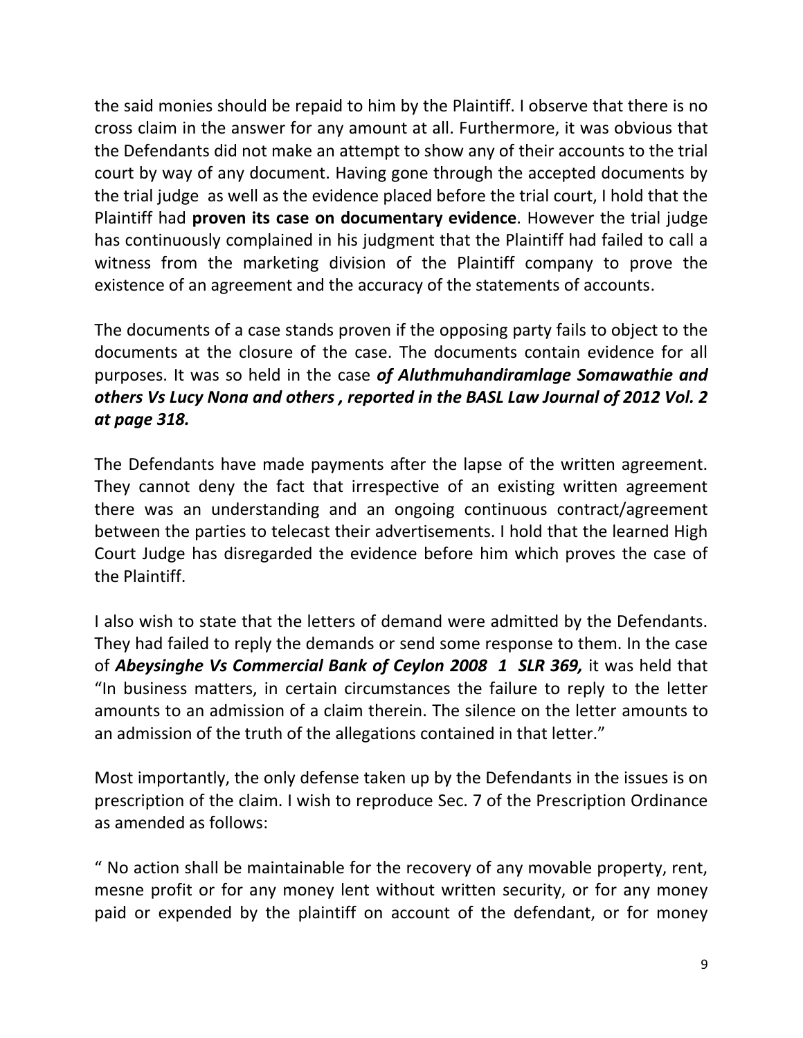the said monies should be repaid to him by the Plaintiff. I observe that there is no cross claim in the answer for any amount at all. Furthermore, it was obvious that the Defendants did not make an attempt to show any of their accounts to the trial court by way of any document. Having gone through the accepted documents by the trial judge as well as the evidence placed before the trial court, I hold that the Plaintiff had **proven its case on documentary evidence**. However the trial judge has continuously complained in his judgment that the Plaintiff had failed to call a witness from the marketing division of the Plaintiff company to prove the existence of an agreement and the accuracy of the statements of accounts.

The documents of a case stands proven if the opposing party fails to object to the documents at the closure of the case. The documents contain evidence for all purposes. It was so held in the case ***of Aluthmuhandiramlage Somawathie and others Vs Lucy Nona and others , reported in the BASL Law Journal of 2012 Vol. 2 at page 318.***

The Defendants have made payments after the lapse of the written agreement. They cannot deny the fact that irrespective of an existing written agreement there was an understanding and an ongoing continuous contract/agreement between the parties to telecast their advertisements. I hold that the learned High Court Judge has disregarded the evidence before him which proves the case of the Plaintiff.

I also wish to state that the letters of demand were admitted by the Defendants. They had failed to reply the demands or send some response to them. In the case of ***Abeysinghe Vs Commercial Bank of Ceylon 2008 1 SLR 369,*** it was held that "In business matters, in certain circumstances the failure to reply to the letter amounts to an admission of a claim therein. The silence on the letter amounts to an admission of the truth of the allegations contained in that letter."

Most importantly, the only defense taken up by the Defendants in the issues is on prescription of the claim. I wish to reproduce Sec. 7 of the Prescription Ordinance as amended as follows:

" No action shall be maintainable for the recovery of any movable property, rent, mesne profit or for any money lent without written security, or for any money paid or expended by the plaintiff on account of the defendant, or for money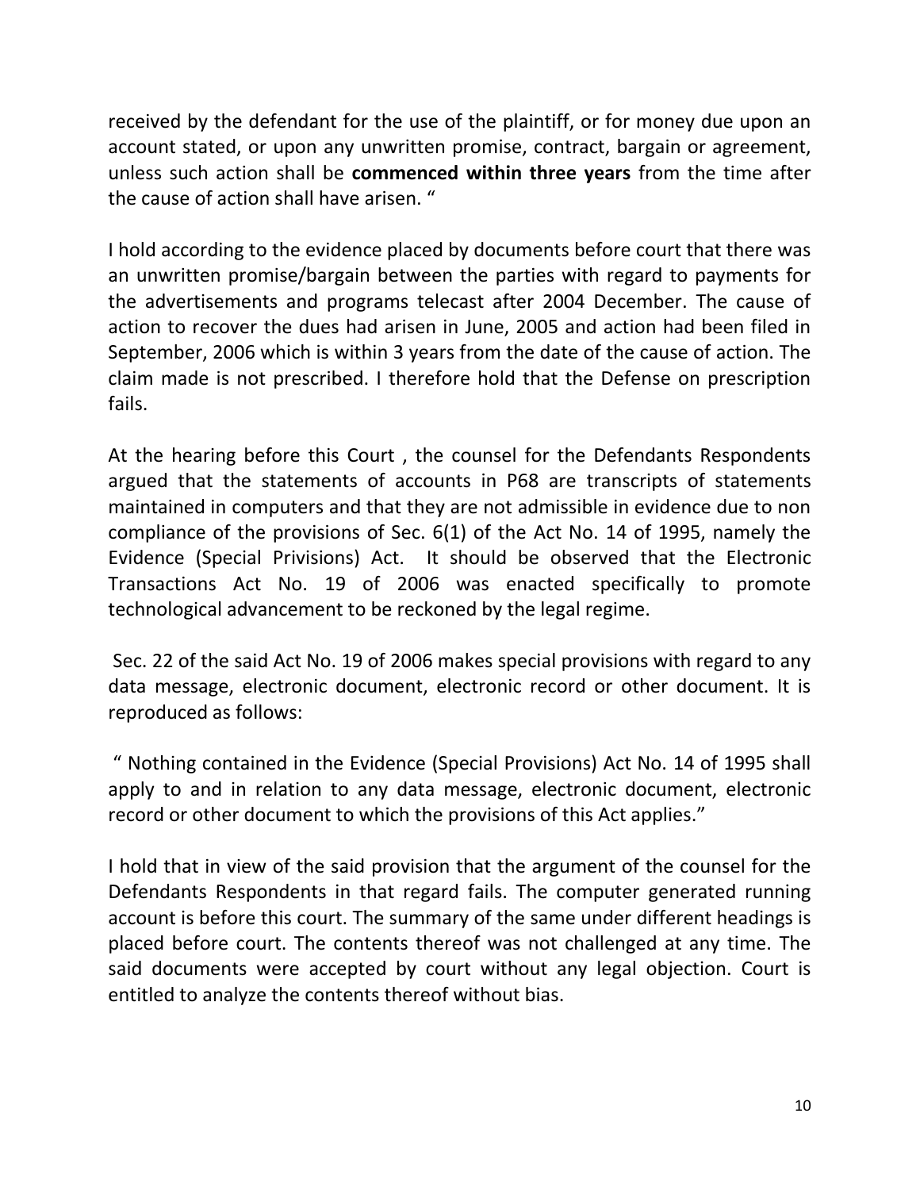received by the defendant for the use of the plaintiff, or for money due upon an account stated, or upon any unwritten promise, contract, bargain or agreement, unless such action shall be **commenced within three years** from the time after the cause of action shall have arisen. "

I hold according to the evidence placed by documents before court that there was an unwritten promise/bargain between the parties with regard to payments for the advertisements and programs telecast after 2004 December. The cause of action to recover the dues had arisen in June, 2005 and action had been filed in September, 2006 which is within 3 years from the date of the cause of action. The claim made is not prescribed. I therefore hold that the Defense on prescription fails.

At the hearing before this Court , the counsel for the Defendants Respondents argued that the statements of accounts in P68 are transcripts of statements maintained in computers and that they are not admissible in evidence due to non compliance of the provisions of Sec. 6(1) of the Act No. 14 of 1995, namely the Evidence (Special Privisions) Act. It should be observed that the Electronic Transactions Act No. 19 of 2006 was enacted specifically to promote technological advancement to be reckoned by the legal regime.

Sec. 22 of the said Act No. 19 of 2006 makes special provisions with regard to any data message, electronic document, electronic record or other document. It is reproduced as follows:

" Nothing contained in the Evidence (Special Provisions) Act No. 14 of 1995 shall apply to and in relation to any data message, electronic document, electronic record or other document to which the provisions of this Act applies."

I hold that in view of the said provision that the argument of the counsel for the Defendants Respondents in that regard fails. The computer generated running account is before this court. The summary of the same under different headings is placed before court. The contents thereof was not challenged at any time. The said documents were accepted by court without any legal objection. Court is entitled to analyze the contents thereof without bias.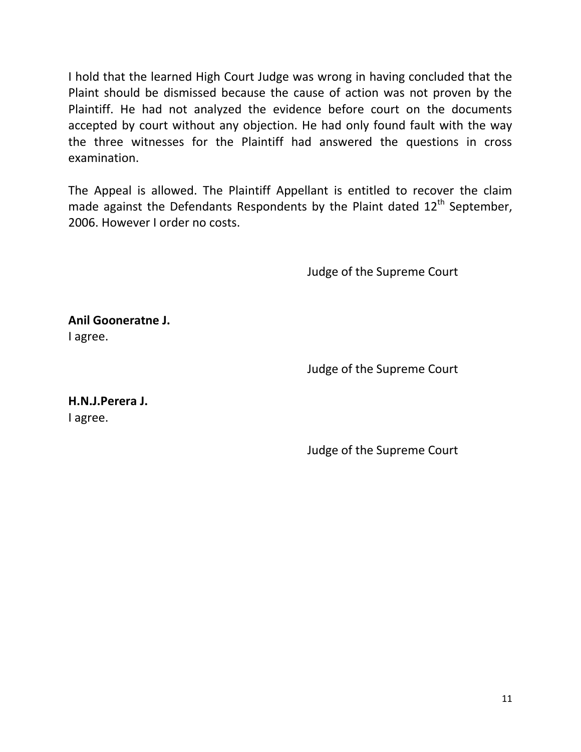I hold that the learned High Court Judge was wrong in having concluded that the Plaint should be dismissed because the cause of action was not proven by the Plaintiff. He had not analyzed the evidence before court on the documents accepted by court without any objection. He had only found fault with the way the three witnesses for the Plaintiff had answered the questions in cross examination.

The Appeal is allowed. The Plaintiff Appellant is entitled to recover the claim made against the Defendants Respondents by the Plaint dated 12th September, 2006. However I order no costs.

Judge of the Supreme Court

**Anil Gooneratne J.**
I agree.

Judge of the Supreme Court

**H.N.J.Perera J.**
I agree.

Judge of the Supreme Court